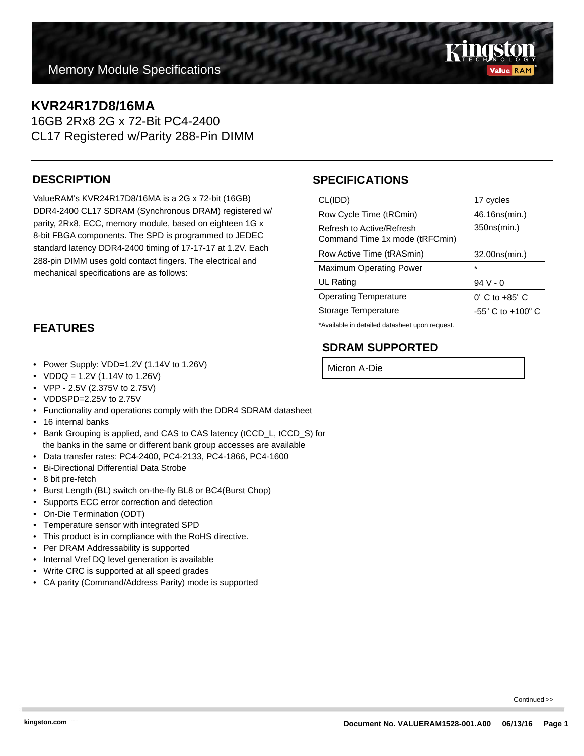Memory Module Specifications

# KVR24R17D8/16MA

16GB 2Rx8 2G x 72-Bit PC4-2400
CL17 Registered w/Parity 288-Pin DIMM

## DESCRIPTION

ValueRAM's KVR24R17D8/16MA is a 2G x 72-bit (16GB) DDR4-2400 CL17 SDRAM (Synchronous DRAM) registered w/ parity, 2Rx8, ECC, memory module, based on eighteen 1G x 8-bit FBGA components. The SPD is programmed to JEDEC standard latency DDR4-2400 timing of 17-17-17 at 1.2V. Each 288-pin DIMM uses gold contact fingers. The electrical and mechanical specifications are as follows:

## SPECIFICATIONS

| | |
|---|---|
| CL(IDD) | 17 cycles |
| Row Cycle Time (tRCmin) | 46.16ns(min.) |
| Refresh to Active/Refresh Command Time 1x mode (tRFCmin) | 350ns(min.) |
| Row Active Time (tRASmin) | 32.00ns(min.) |
| Maximum Operating Power | * |
| UL Rating | 94 V - 0 |
| Operating Temperature | 0° C to +85° C |
| Storage Temperature | -55° C to +100° C |

*Available in detailed datasheet upon request.

## SDRAM SUPPORTED

Micron A-Die

## FEATURES

- Power Supply: VDD=1.2V (1.14V to 1.26V)
- VDDQ = 1.2V (1.14V to 1.26V)
- VPP - 2.5V (2.375V to 2.75V)
- VDDSPD=2.25V to 2.75V
- Functionality and operations comply with the DDR4 SDRAM datasheet
- 16 internal banks
- Bank Grouping is applied, and CAS to CAS latency (tCCD_L, tCCD_S) for the banks in the same or different bank group accesses are available
- Data transfer rates: PC4-2400, PC4-2133, PC4-1866, PC4-1600
- Bi-Directional Differential Data Strobe
- 8 bit pre-fetch
- Burst Length (BL) switch on-the-fly BL8 or BC4(Burst Chop)
- Supports ECC error correction and detection
- On-Die Termination (ODT)
- Temperature sensor with integrated SPD
- This product is in compliance with the RoHS directive.
- Per DRAM Addressability is supported
- Internal Vref DQ level generation is available
- Write CRC is supported at all speed grades
- CA parity (Command/Address Parity) mode is supported

Continued >>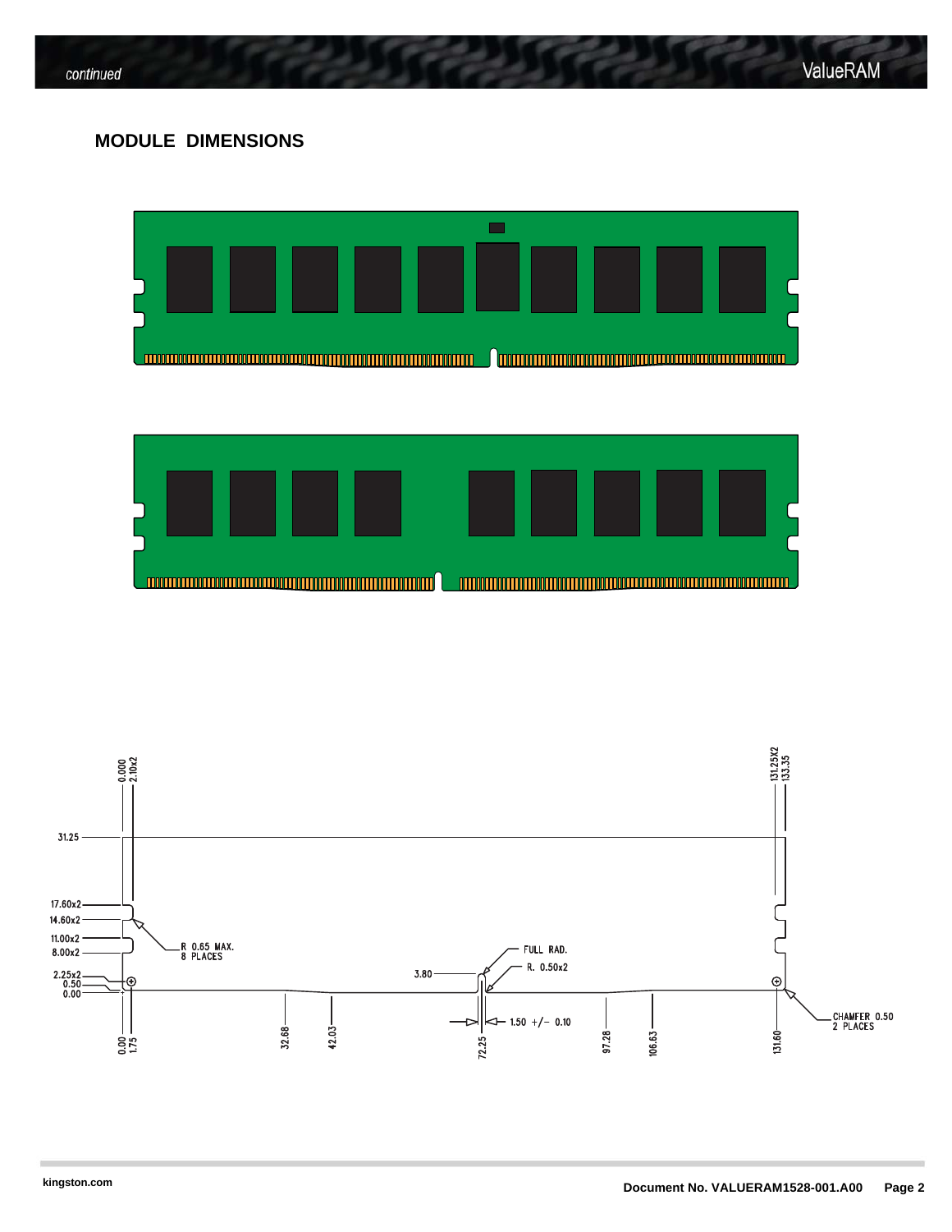## MODULE DIMENSIONS

0.000
2.10x2

131.25X2
133.35

31.25

17.60x2
14.60x2
11.00x2
8.00x2
2.25x2
0.50
0.00

R 0.65 MAX.
8 PLACES

FULL RAD.
R. 0.50x2

3.80

1.50 +/- 0.10

CHAMFER 0.50
2 PLACES

0.00
1.75
32.68
42.03
72.25
97.28
106.63
131.60